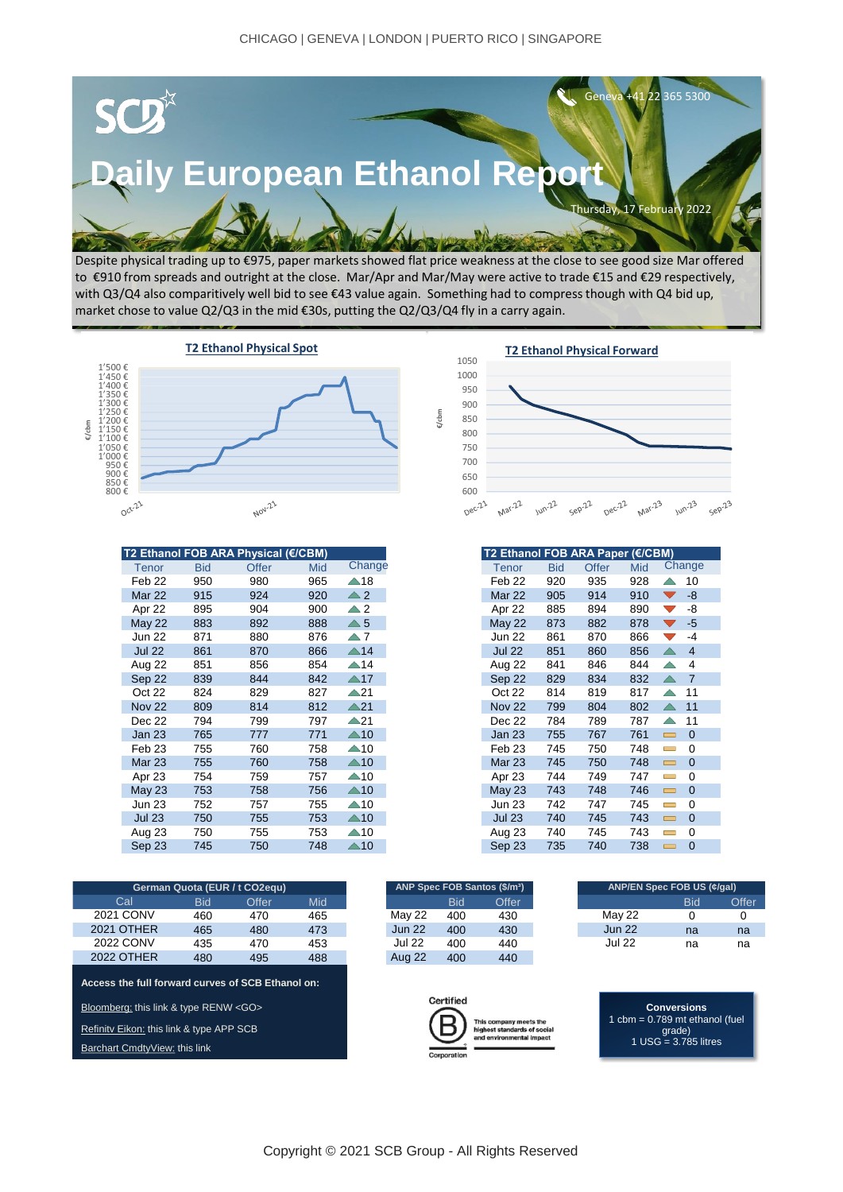CHICAGO | GENEVA | LONDON | PUERTO RICO | SINGAPORE

SCB

Geneva +41 22 365 5300

# Daily European Ethanol Report

Thursday, 17 February 2022

Despite physical trading up to €975, paper markets showed flat price weakness at the close to see good size Mar offered to €910 from spreads and outright at the close. Mar/Apr and Mar/May were active to trade €15 and €29 respectively, with Q3/Q4 also comparitively well bid to see €43 value again. Something had to compress though with Q4 bid up, market chose to value Q2/Q3 in the mid €30s, putting the Q2/Q3/Q4 fly in a carry again.

**T2 Ethanol Physical Spot**

**T2 Ethanol Physical Forward**

| T2 Ethanol FOB ARA Physical (€/CBM) | | | | |
|---|---|---|---|---|
| Tenor | Bid | Offer | Mid | Change |
| Feb 22 | 950 | 980 | 965 | ▲18 |
| Mar 22 | 915 | 924 | 920 | ▲2 |
| Apr 22 | 895 | 904 | 900 | ▲2 |
| May 22 | 883 | 892 | 888 | ▲5 |
| Jun 22 | 871 | 880 | 876 | ▲7 |
| Jul 22 | 861 | 870 | 866 | ▲14 |
| Aug 22 | 851 | 856 | 854 | ▲14 |
| Sep 22 | 839 | 844 | 842 | ▲17 |
| Oct 22 | 824 | 829 | 827 | ▲21 |
| Nov 22 | 809 | 814 | 812 | ▲21 |
| Dec 22 | 794 | 799 | 797 | ▲21 |
| Jan 23 | 765 | 777 | 771 | ▲10 |
| Feb 23 | 755 | 760 | 758 | ▲10 |
| Mar 23 | 755 | 760 | 758 | ▲10 |
| Apr 23 | 754 | 759 | 757 | ▲10 |
| May 23 | 753 | 758 | 756 | ▲10 |
| Jun 23 | 752 | 757 | 755 | ▲10 |
| Jul 23 | 750 | 755 | 753 | ▲10 |
| Aug 23 | 750 | 755 | 753 | ▲10 |
| Sep 23 | 745 | 750 | 748 | ▲10 |

| T2 Ethanol FOB ARA Paper (€/CBM) | | | | |
|---|---|---|---|---|
| Tenor | Bid | Offer | Mid | Change |
| Feb 22 | 920 | 935 | 928 | ▲ 10 |
| Mar 22 | 905 | 914 | 910 | ▼ -8 |
| Apr 22 | 885 | 894 | 890 | ▼ -8 |
| May 22 | 873 | 882 | 878 | ▼ -5 |
| Jun 22 | 861 | 870 | 866 | ▼ -4 |
| Jul 22 | 851 | 860 | 856 | ▲ 4 |
| Aug 22 | 841 | 846 | 844 | ▲ 4 |
| Sep 22 | 829 | 834 | 832 | ▲ 7 |
| Oct 22 | 814 | 819 | 817 | ▲ 11 |
| Nov 22 | 799 | 804 | 802 | ▲ 11 |
| Dec 22 | 784 | 789 | 787 | ▲ 11 |
| Jan 23 | 755 | 767 | 761 | 0 |
| Feb 23 | 745 | 750 | 748 | 0 |
| Mar 23 | 745 | 750 | 748 | 0 |
| Apr 23 | 744 | 749 | 747 | 0 |
| May 23 | 743 | 748 | 746 | 0 |
| Jun 23 | 742 | 747 | 745 | 0 |
| Jul 23 | 740 | 745 | 743 | 0 |
| Aug 23 | 740 | 745 | 743 | 0 |
| Sep 23 | 735 | 740 | 738 | 0 |

| German Quota (EUR / t CO2equ) | | | |
|---|---|---|---|
| Cal | Bid | Offer | Mid |
| 2021 CONV | 460 | 470 | 465 |
| 2021 OTHER | 465 | 480 | 473 |
| 2022 CONV | 435 | 470 | 453 |
| 2022 OTHER | 480 | 495 | 488 |

| ANP Spec FOB Santos ($/m³) | | |
|---|---|---|
| | Bid | Offer |
| May 22 | 400 | 430 |
| Jun 22 | 400 | 430 |
| Jul 22 | 400 | 440 |
| Aug 22 | 400 | 440 |

| ANP/EN Spec FOB US (¢/gal) | | |
|---|---|---|
| | Bid | Offer |
| May 22 | 0 | 0 |
| Jun 22 | na | na |
| Jul 22 | na | na |

**Access the full forward curves of SCB Ethanol on:**

Bloomberg: this link & type RENW <GO>

Refinitv Eikon: this link & type APP SCB

Barchart CmdtyView: this link

Certified B Corporation — This company meets the highest standards of social and environmental impact

**Conversions**
1 cbm = 0.789 mt ethanol (fuel grade)
1 USG = 3.785 litres

Copyright © 2021 SCB Group - All Rights Reserved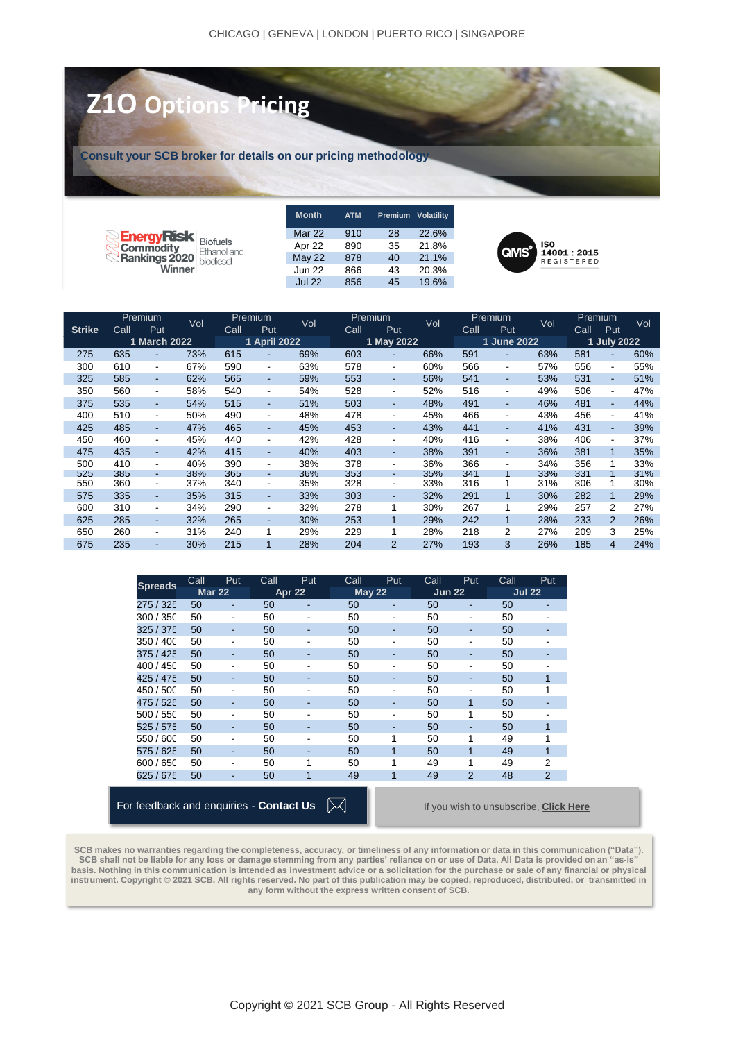CHICAGO | GENEVA | LONDON | PUERTO RICO | SINGAPORE

# Z10 Options Pricing

**Consult your SCB broker for details on our pricing methodology**

EnergyRisk Commodity Rankings 2020 Winner — Biofuels Ethanol and biodiesel

| Month | ATM | Premium | Volatility |
|---|---|---|---|
| Mar 22 | 910 | 28 | 22.6% |
| Apr 22 | 890 | 35 | 21.8% |
| May 22 | 878 | 40 | 21.1% |
| Jun 22 | 866 | 43 | 20.3% |
| Jul 22 | 856 | 45 | 19.6% |

QMS ISO 14001 : 2015 REGISTERED

| Strike | Premium | | Vol | Premium | | Vol | Premium | | Vol | Premium | | Vol | Premium | | Vol |
|---|---|---|---|---|---|---|---|---|---|---|---|---|---|---|---|
| | Call | Put | | Call | Put | | Call | Put | | Call | Put | | Call | Put | |
| | 1 March 2022 | | | 1 April 2022 | | | 1 May 2022 | | | 1 June 2022 | | | 1 July 2022 | | |
| 275 | 635 | - | 73% | 615 | - | 69% | 603 | - | 66% | 591 | - | 63% | 581 | - | 60% |
| 300 | 610 | - | 67% | 590 | - | 63% | 578 | - | 60% | 566 | - | 57% | 556 | - | 55% |
| 325 | 585 | - | 62% | 565 | - | 59% | 553 | - | 56% | 541 | - | 53% | 531 | - | 51% |
| 350 | 560 | - | 58% | 540 | - | 54% | 528 | - | 52% | 516 | - | 49% | 506 | - | 47% |
| 375 | 535 | - | 54% | 515 | - | 51% | 503 | - | 48% | 491 | - | 46% | 481 | - | 44% |
| 400 | 510 | - | 50% | 490 | - | 48% | 478 | - | 45% | 466 | - | 43% | 456 | - | 41% |
| 425 | 485 | - | 47% | 465 | - | 45% | 453 | - | 43% | 441 | - | 41% | 431 | - | 39% |
| 450 | 460 | - | 45% | 440 | - | 42% | 428 | - | 40% | 416 | - | 38% | 406 | - | 37% |
| 475 | 435 | - | 42% | 415 | - | 40% | 403 | - | 38% | 391 | - | 36% | 381 | 1 | 35% |
| 500 | 410 | - | 40% | 390 | - | 38% | 378 | - | 36% | 366 | - | 34% | 356 | 1 | 33% |
| 525 | 385 | - | 38% | 365 | - | 36% | 353 | - | 35% | 341 | 1 | 33% | 331 | 1 | 31% |
| 550 | 360 | - | 37% | 340 | - | 35% | 328 | - | 33% | 316 | 1 | 31% | 306 | 1 | 30% |
| 575 | 335 | - | 35% | 315 | - | 33% | 303 | - | 32% | 291 | 1 | 30% | 282 | 1 | 29% |
| 600 | 310 | - | 34% | 290 | - | 32% | 278 | 1 | 30% | 267 | 1 | 29% | 257 | 2 | 27% |
| 625 | 285 | - | 32% | 265 | - | 30% | 253 | 1 | 29% | 242 | 1 | 28% | 233 | 2 | 26% |
| 650 | 260 | - | 31% | 240 | 1 | 29% | 229 | 1 | 28% | 218 | 2 | 27% | 209 | 3 | 25% |
| 675 | 235 | - | 30% | 215 | 1 | 28% | 204 | 2 | 27% | 193 | 3 | 26% | 185 | 4 | 24% |

| Spreads | Call | Put | Call | Put | Call | Put | Call | Put | Call | Put |
|---|---|---|---|---|---|---|---|---|---|---|
| | Mar 22 | | Apr 22 | | May 22 | | Jun 22 | | Jul 22 | |
| 275 / 325 | 50 | - | 50 | - | 50 | - | 50 | - | 50 | - |
| 300 / 350 | 50 | - | 50 | - | 50 | - | 50 | - | 50 | - |
| 325 / 375 | 50 | - | 50 | - | 50 | - | 50 | - | 50 | - |
| 350 / 400 | 50 | - | 50 | - | 50 | - | 50 | - | 50 | - |
| 375 / 425 | 50 | - | 50 | - | 50 | - | 50 | - | 50 | - |
| 400 / 450 | 50 | - | 50 | - | 50 | - | 50 | - | 50 | - |
| 425 / 475 | 50 | - | 50 | - | 50 | - | 50 | - | 50 | 1 |
| 450 / 500 | 50 | - | 50 | - | 50 | - | 50 | - | 50 | 1 |
| 475 / 525 | 50 | - | 50 | - | 50 | - | 50 | 1 | 50 | - |
| 500 / 550 | 50 | - | 50 | - | 50 | - | 50 | 1 | 50 | - |
| 525 / 575 | 50 | - | 50 | - | 50 | - | 50 | - | 50 | 1 |
| 550 / 600 | 50 | - | 50 | - | 50 | 1 | 50 | 1 | 49 | 1 |
| 575 / 625 | 50 | - | 50 | - | 50 | 1 | 50 | 1 | 49 | 1 |
| 600 / 650 | 50 | - | 50 | 1 | 50 | 1 | 49 | 1 | 49 | 2 |
| 625 / 675 | 50 | - | 50 | 1 | 49 | 1 | 49 | 2 | 48 | 2 |

For feedback and enquiries - **Contact Us**

If you wish to unsubscribe, **Click Here**

**SCB makes no warranties regarding the completeness, accuracy, or timeliness of any information or data in this communication ("Data"). SCB shall not be liable for any loss or damage stemming from any parties' reliance on or use of Data. All Data is provided on an "as-is" basis. Nothing in this communication is intended as investment advice or a solicitation for the purchase or sale of any financial or physical instrument. Copyright © 2021 SCB. All rights reserved. No part of this publication may be copied, reproduced, distributed, or transmitted in any form without the express written consent of SCB.**

Copyright © 2021 SCB Group - All Rights Reserved